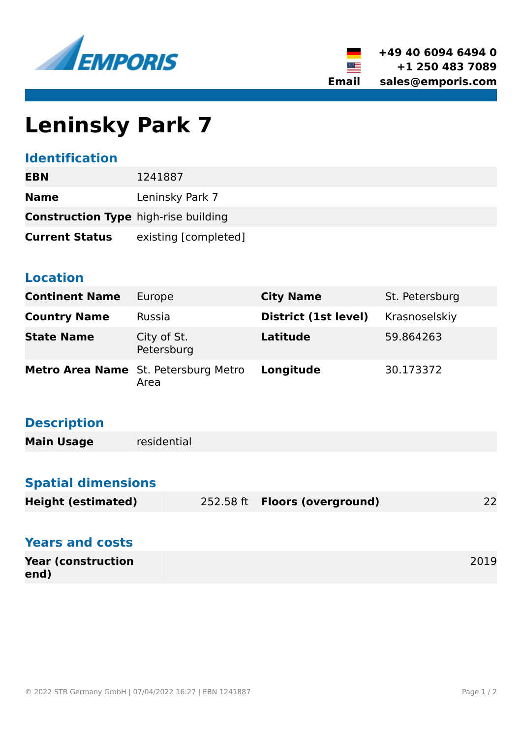EMPORIS

+49 40 6094 6494 0
+1 250 483 7089
**Email** sales@emporis.com

# Leninsky Park 7

## Identification

| | |
|---|---|
| **EBN** | 1241887 |
| **Name** | Leninsky Park 7 |
| **Construction Type** | high-rise building |
| **Current Status** | existing [completed] |

## Location

| | | | |
|---|---|---|---|
| **Continent Name** | Europe | **City Name** | St. Petersburg |
| **Country Name** | Russia | **District (1st level)** | Krasnoselskiy |
| **State Name** | City of St. Petersburg | **Latitude** | 59.864263 |
| **Metro Area Name** | St. Petersburg Metro Area | **Longitude** | 30.173372 |

## Description

| | |
|---|---|
| **Main Usage** | residential |

## Spatial dimensions

| | | | |
|---|---|---|---|
| **Height (estimated)** | 252.58 ft | **Floors (overground)** | 22 |

## Years and costs

| | |
|---|---|
| **Year (construction end)** | 2019 |

© 2022 STR Germany GmbH | 07/04/2022 16:27 | EBN 1241887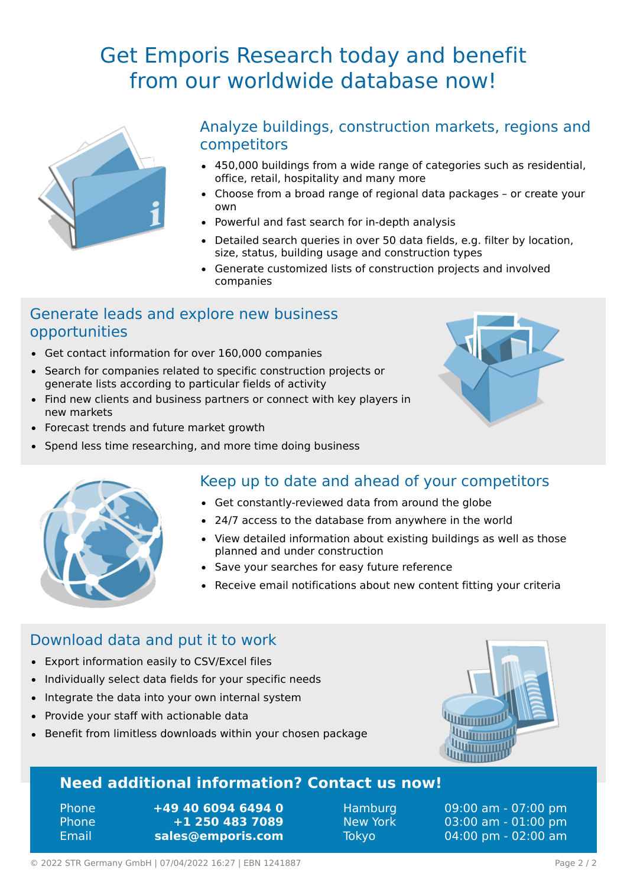# Get Emporis Research today and benefit from our worldwide database now!

## Analyze buildings, construction markets, regions and competitors

- 450,000 buildings from a wide range of categories such as residential, office, retail, hospitality and many more
- Choose from a broad range of regional data packages – or create your own
- Powerful and fast search for in-depth analysis
- Detailed search queries in over 50 data fields, e.g. filter by location, size, status, building usage and construction types
- Generate customized lists of construction projects and involved companies

## Generate leads and explore new business opportunities

- Get contact information for over 160,000 companies
- Search for companies related to specific construction projects or generate lists according to particular fields of activity
- Find new clients and business partners or connect with key players in new markets
- Forecast trends and future market growth
- Spend less time researching, and more time doing business

## Keep up to date and ahead of your competitors

- Get constantly-reviewed data from around the globe
- 24/7 access to the database from anywhere in the world
- View detailed information about existing buildings as well as those planned and under construction
- Save your searches for easy future reference
- Receive email notifications about new content fitting your criteria

## Download data and put it to work

- Export information easily to CSV/Excel files
- Individually select data fields for your specific needs
- Integrate the data into your own internal system
- Provide your staff with actionable data
- Benefit from limitless downloads within your chosen package

### Need additional information? Contact us now!

| | | | |
|---|---|---|---|
| Phone | **+49 40 6094 6494 0** | Hamburg | 09:00 am - 07:00 pm |
| Phone | **+1 250 483 7089** | New York | 03:00 am - 01:00 pm |
| Email | **sales@emporis.com** | Tokyo | 04:00 pm - 02:00 am |

© 2022 STR Germany GmbH | 07/04/2022 16:27 | EBN 1241887